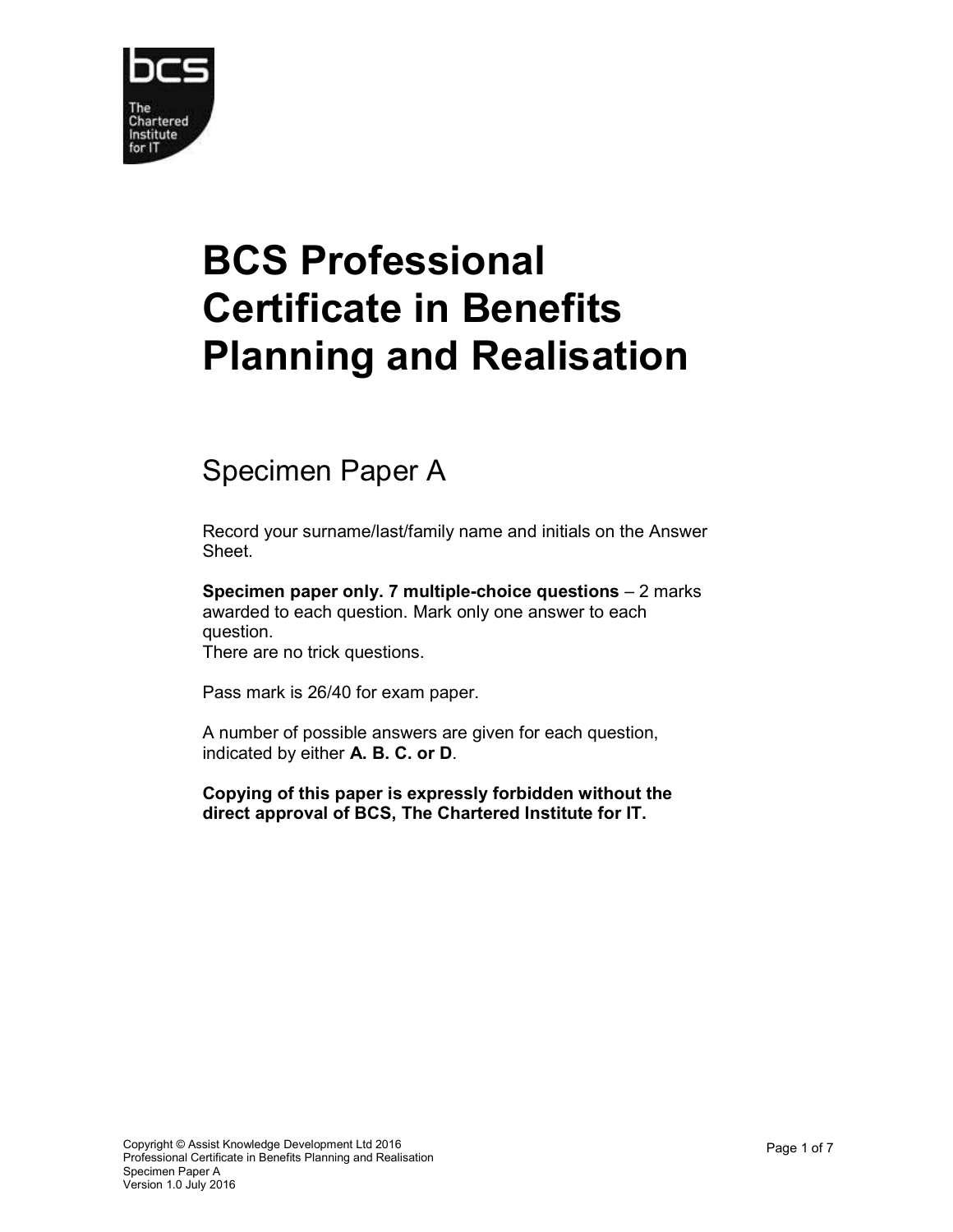# BCS Professional Certificate in Benefits Planning and Realisation

## Specimen Paper A

Record your surname/last/family name and initials on the Answer Sheet.

**Specimen paper only. 7 multiple-choice questions** – 2 marks awarded to each question. Mark only one answer to each question.
There are no trick questions.

Pass mark is 26/40 for exam paper.

A number of possible answers are given for each question, indicated by either **A. B. C. or D**.

**Copying of this paper is expressly forbidden without the direct approval of BCS, The Chartered Institute for IT.**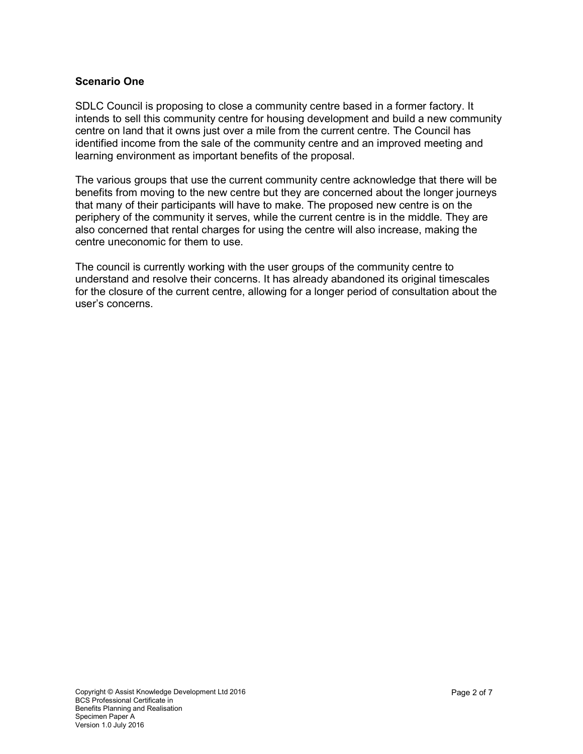**Scenario One**

SDLC Council is proposing to close a community centre based in a former factory. It intends to sell this community centre for housing development and build a new community centre on land that it owns just over a mile from the current centre. The Council has identified income from the sale of the community centre and an improved meeting and learning environment as important benefits of the proposal.

The various groups that use the current community centre acknowledge that there will be benefits from moving to the new centre but they are concerned about the longer journeys that many of their participants will have to make. The proposed new centre is on the periphery of the community it serves, while the current centre is in the middle. They are also concerned that rental charges for using the centre will also increase, making the centre uneconomic for them to use.

The council is currently working with the user groups of the community centre to understand and resolve their concerns. It has already abandoned its original timescales for the closure of the current centre, allowing for a longer period of consultation about the user's concerns.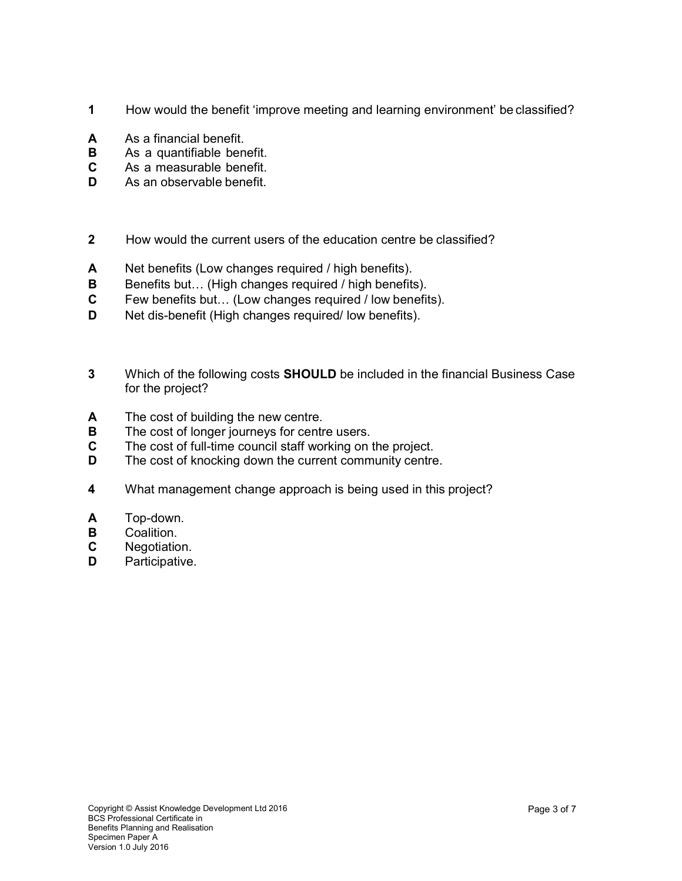**1** How would the benefit 'improve meeting and learning environment' be classified?

**A** As a financial benefit.
**B** As a quantifiable benefit.
**C** As a measurable benefit.
**D** As an observable benefit.

**2** How would the current users of the education centre be classified?

**A** Net benefits (Low changes required / high benefits).
**B** Benefits but… (High changes required / high benefits).
**C** Few benefits but… (Low changes required / low benefits).
**D** Net dis-benefit (High changes required/ low benefits).

**3** Which of the following costs **SHOULD** be included in the financial Business Case for the project?

**A** The cost of building the new centre.
**B** The cost of longer journeys for centre users.
**C** The cost of full-time council staff working on the project.
**D** The cost of knocking down the current community centre.

**4** What management change approach is being used in this project?

**A** Top-down.
**B** Coalition.
**C** Negotiation.
**D** Participative.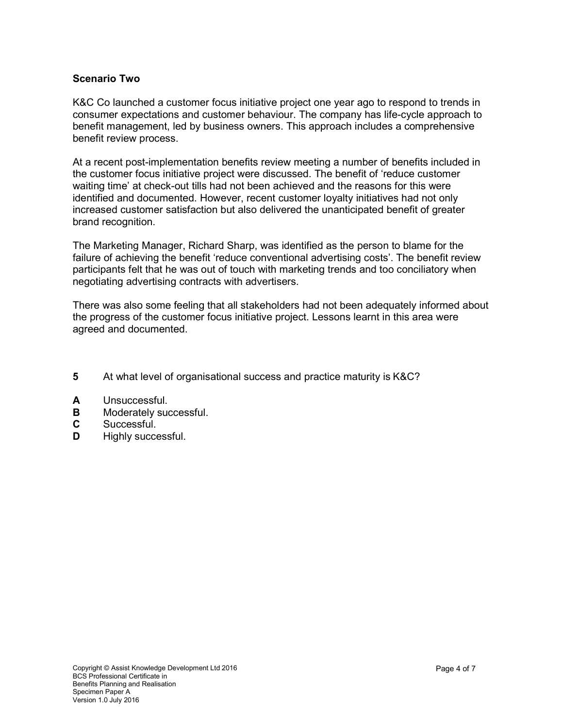**Scenario Two**

K&C Co launched a customer focus initiative project one year ago to respond to trends in consumer expectations and customer behaviour. The company has life-cycle approach to benefit management, led by business owners. This approach includes a comprehensive benefit review process.

At a recent post-implementation benefits review meeting a number of benefits included in the customer focus initiative project were discussed. The benefit of 'reduce customer waiting time' at check-out tills had not been achieved and the reasons for this were identified and documented. However, recent customer loyalty initiatives had not only increased customer satisfaction but also delivered the unanticipated benefit of greater brand recognition.

The Marketing Manager, Richard Sharp, was identified as the person to blame for the failure of achieving the benefit 'reduce conventional advertising costs'. The benefit review participants felt that he was out of touch with marketing trends and too conciliatory when negotiating advertising contracts with advertisers.

There was also some feeling that all stakeholders had not been adequately informed about the progress of the customer focus initiative project. Lessons learnt in this area were agreed and documented.

**5** At what level of organisational success and practice maturity is K&C?

**A** Unsuccessful.
**B** Moderately successful.
**C** Successful.
**D** Highly successful.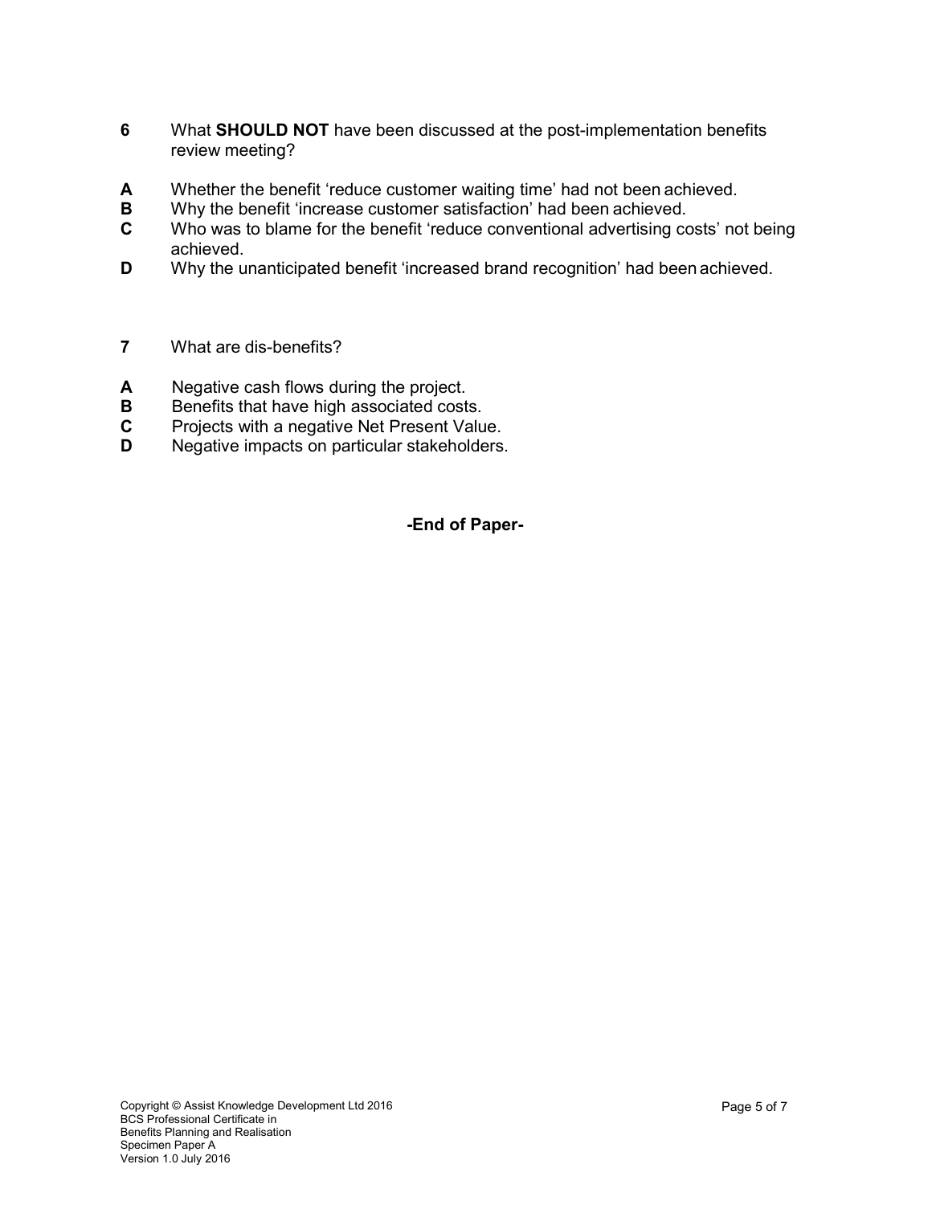**6** What **SHOULD NOT** have been discussed at the post-implementation benefits review meeting?

**A** Whether the benefit 'reduce customer waiting time' had not been achieved.
**B** Why the benefit 'increase customer satisfaction' had been achieved.
**C** Who was to blame for the benefit 'reduce conventional advertising costs' not being achieved.
**D** Why the unanticipated benefit 'increased brand recognition' had been achieved.

**7** What are dis-benefits?

**A** Negative cash flows during the project.
**B** Benefits that have high associated costs.
**C** Projects with a negative Net Present Value.
**D** Negative impacts on particular stakeholders.

**-End of Paper-**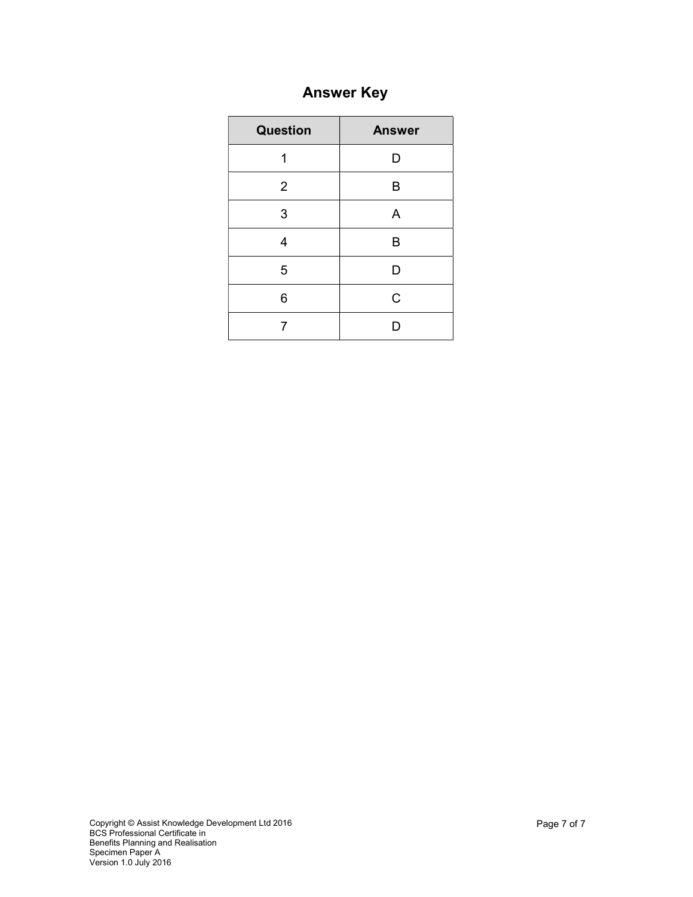## Answer Key

| Question | Answer |
|---|---|
| 1 | D |
| 2 | B |
| 3 | A |
| 4 | B |
| 5 | D |
| 6 | C |
| 7 | D |